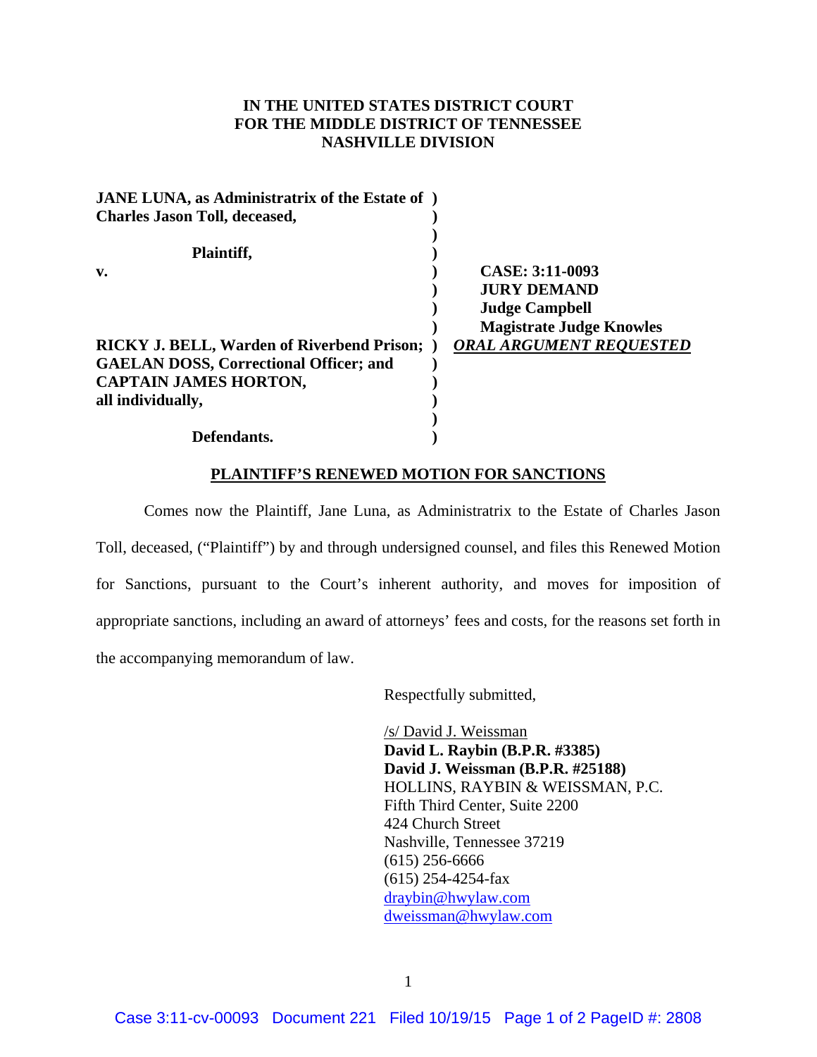**IN THE UNITED STATES DISTRICT COURT**
**FOR THE MIDDLE DISTRICT OF TENNESSEE**
**NASHVILLE DIVISION**

| | | |
|---|---|---|
| **JANE LUNA, as Administratrix of the Estate of Charles Jason Toll, deceased,** | **)** | |
| | **)** | |
| **Plaintiff,** | **)** | |
| **v.** | **)** | **CASE: 3:11-0093** |
| | **)** | **JURY DEMAND** |
| | **)** | **Judge Campbell** |
| | **)** | **Magistrate Judge Knowles** |
| **RICKY J. BELL, Warden of Riverbend Prison; GAELAN DOSS, Correctional Officer; and CAPTAIN JAMES HORTON, all individually,** | **)** | ***ORAL ARGUMENT REQUESTED*** |
| | **)** | |
| **Defendants.** | **)** | |

**PLAINTIFF'S RENEWED MOTION FOR SANCTIONS**

Comes now the Plaintiff, Jane Luna, as Administratrix to the Estate of Charles Jason Toll, deceased, ("Plaintiff") by and through undersigned counsel, and files this Renewed Motion for Sanctions, pursuant to the Court's inherent authority, and moves for imposition of appropriate sanctions, including an award of attorneys' fees and costs, for the reasons set forth in the accompanying memorandum of law.

Respectfully submitted,

/s/ David J. Weissman
**David L. Raybin (B.P.R. #3385)**
**David J. Weissman (B.P.R. #25188)**
HOLLINS, RAYBIN & WEISSMAN, P.C.
Fifth Third Center, Suite 2200
424 Church Street
Nashville, Tennessee 37219
(615) 256-6666
(615) 254-4254-fax
draybin@hwylaw.com
dweissman@hwylaw.com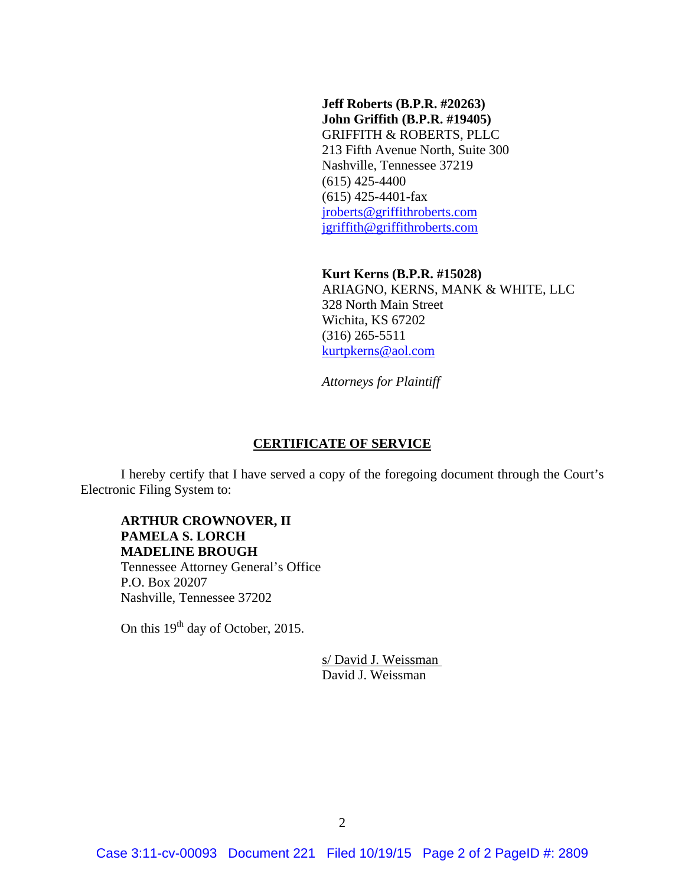**Jeff Roberts (B.P.R. #20263)**
**John Griffith (B.P.R. #19405)**
GRIFFITH & ROBERTS, PLLC
213 Fifth Avenue North, Suite 300
Nashville, Tennessee 37219
(615) 425-4400
(615) 425-4401-fax
jroberts@griffithroberts.com
jgriffith@griffithroberts.com

**Kurt Kerns (B.P.R. #15028)**
ARIAGNO, KERNS, MANK & WHITE, LLC
328 North Main Street
Wichita, KS 67202
(316) 265-5511
kurtpkerns@aol.com

*Attorneys for Plaintiff*

## CERTIFICATE OF SERVICE

I hereby certify that I have served a copy of the foregoing document through the Court's Electronic Filing System to:

**ARTHUR CROWNOVER, II**
**PAMELA S. LORCH**
**MADELINE BROUGH**
Tennessee Attorney General's Office
P.O. Box 20207
Nashville, Tennessee 37202

On this 19th day of October, 2015.

s/ David J. Weissman
David J. Weissman